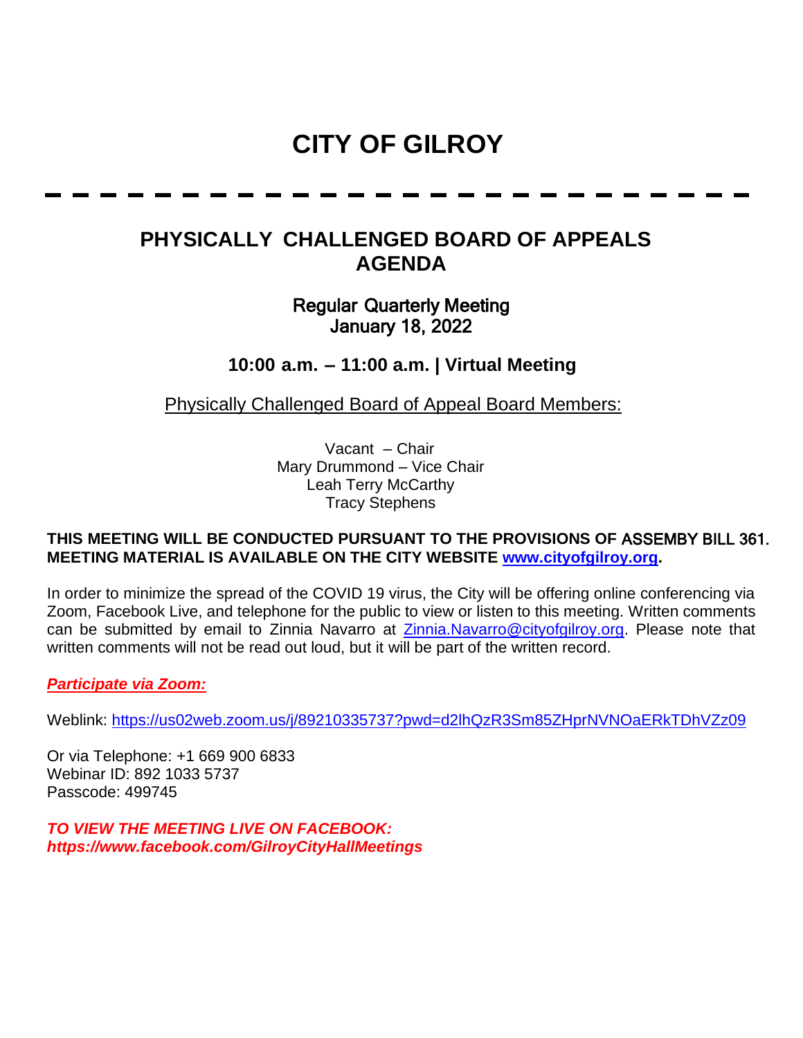# CITY OF GILROY

---

## PHYSICALLY CHALLENGED BOARD OF APPEALS AGENDA

### Regular Quarterly Meeting
### January 18, 2022

### 10:00 a.m. – 11:00 a.m. | Virtual Meeting

Physically Challenged Board of Appeal Board Members:

Vacant – Chair
Mary Drummond – Vice Chair
Leah Terry McCarthy
Tracy Stephens

**THIS MEETING WILL BE CONDUCTED PURSUANT TO THE PROVISIONS OF ASSEMBY BILL 361. MEETING MATERIAL IS AVAILABLE ON THE CITY WEBSITE [www.cityofgilroy.org](http://www.cityofgilroy.org).**

In order to minimize the spread of the COVID 19 virus, the City will be offering online conferencing via Zoom, Facebook Live, and telephone for the public to view or listen to this meeting. Written comments can be submitted by email to Zinnia Navarro at [Zinnia.Navarro@cityofgilroy.org](mailto:Zinnia.Navarro@cityofgilroy.org). Please note that written comments will not be read out loud, but it will be part of the written record.

***Participate via Zoom:***

Weblink: https://us02web.zoom.us/j/89210335737?pwd=d2lhQzR3Sm85ZHprNVNOaERkTDhVZz09

Or via Telephone: +1 669 900 6833
Webinar ID: 892 1033 5737
Passcode: 499745

***TO VIEW THE MEETING LIVE ON FACEBOOK:***
***https://www.facebook.com/GilroyCityHallMeetings***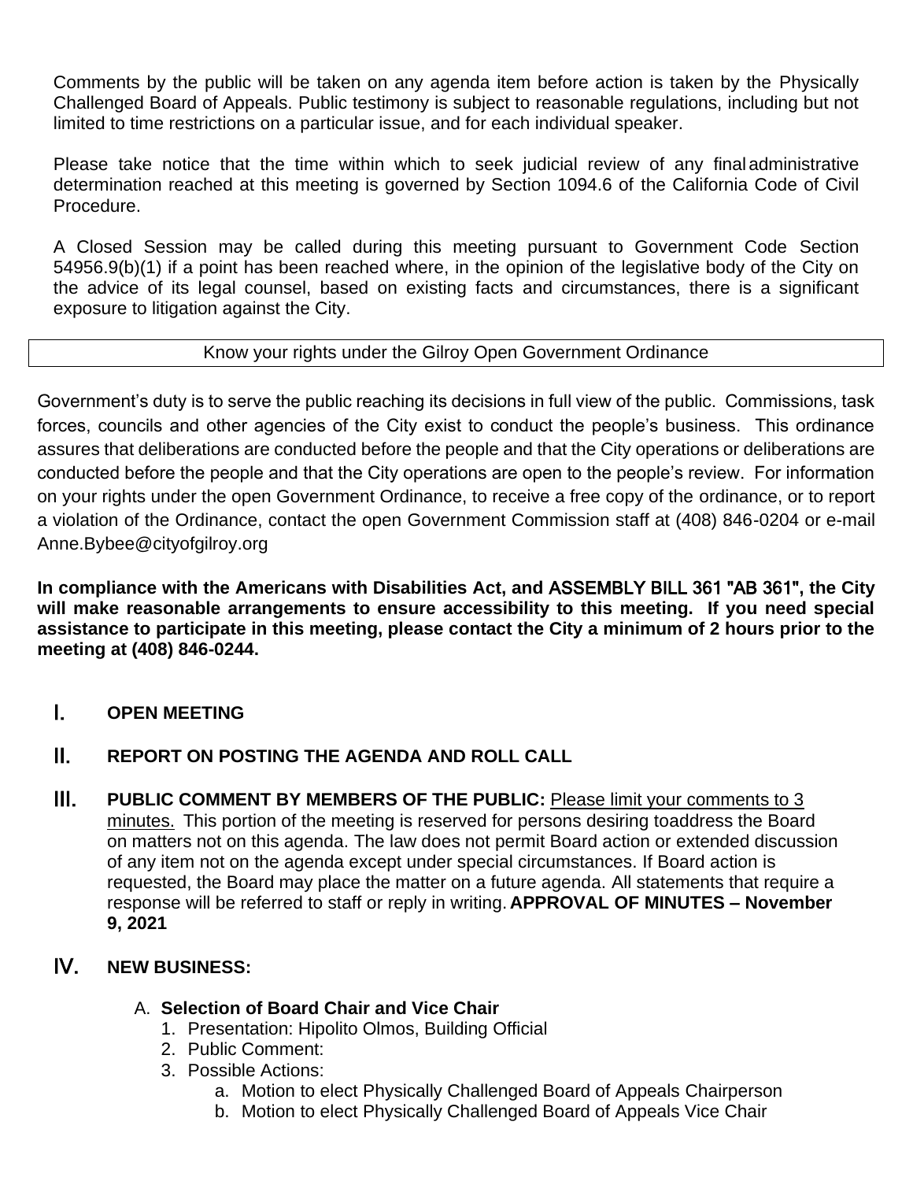Comments by the public will be taken on any agenda item before action is taken by the Physically Challenged Board of Appeals. Public testimony is subject to reasonable regulations, including but not limited to time restrictions on a particular issue, and for each individual speaker.

Please take notice that the time within which to seek judicial review of any final administrative determination reached at this meeting is governed by Section 1094.6 of the California Code of Civil Procedure.

A Closed Session may be called during this meeting pursuant to Government Code Section 54956.9(b)(1) if a point has been reached where, in the opinion of the legislative body of the City on the advice of its legal counsel, based on existing facts and circumstances, there is a significant exposure to litigation against the City.

| Know your rights under the Gilroy Open Government Ordinance |
| --- |

Government's duty is to serve the public reaching its decisions in full view of the public. Commissions, task forces, councils and other agencies of the City exist to conduct the people's business. This ordinance assures that deliberations are conducted before the people and that the City operations or deliberations are conducted before the people and that the City operations are open to the people's review. For information on your rights under the open Government Ordinance, to receive a free copy of the ordinance, or to report a violation of the Ordinance, contact the open Government Commission staff at (408) 846-0204 or e-mail Anne.Bybee@cityofgilroy.org

**In compliance with the Americans with Disabilities Act, and ASSEMBLY BILL 361 "AB 361", the City will make reasonable arrangements to ensure accessibility to this meeting. If you need special assistance to participate in this meeting, please contact the City a minimum of 2 hours prior to the meeting at (408) 846-0244.**

## I. OPEN MEETING

## II. REPORT ON POSTING THE AGENDA AND ROLL CALL

## III. PUBLIC COMMENT BY MEMBERS OF THE PUBLIC:

<u>Please limit your comments to 3 minutes.</u> This portion of the meeting is reserved for persons desiring toaddress the Board on matters not on this agenda. The law does not permit Board action or extended discussion of any item not on the agenda except under special circumstances. If Board action is requested, the Board may place the matter on a future agenda. All statements that require a response will be referred to staff or reply in writing. **APPROVAL OF MINUTES – November 9, 2021**

## IV. NEW BUSINESS:

A. **Selection of Board Chair and Vice Chair**
   1. Presentation: Hipolito Olmos, Building Official
   2. Public Comment:
   3. Possible Actions:
      a. Motion to elect Physically Challenged Board of Appeals Chairperson
      b. Motion to elect Physically Challenged Board of Appeals Vice Chair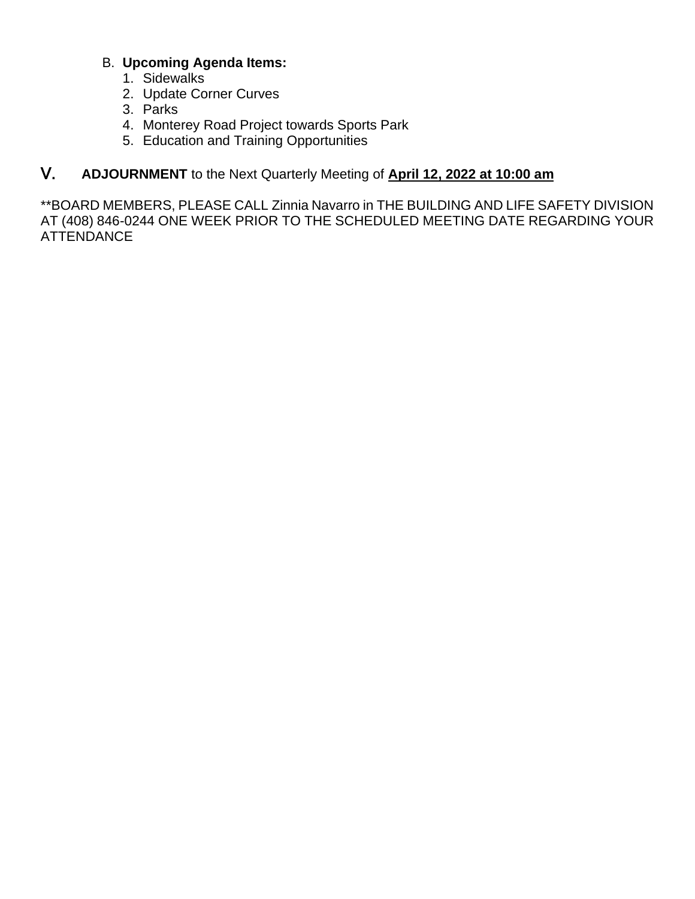B. **Upcoming Agenda Items:**

1. Sidewalks
2. Update Corner Curves
3. Parks
4. Monterey Road Project towards Sports Park
5. Education and Training Opportunities

## V. **ADJOURNMENT** to the Next Quarterly Meeting of **<u>April 12, 2022 at 10:00 am</u>**

**BOARD MEMBERS, PLEASE CALL Zinnia Navarro in THE BUILDING AND LIFE SAFETY DIVISION AT (408) 846-0244 ONE WEEK PRIOR TO THE SCHEDULED MEETING DATE REGARDING YOUR ATTENDANCE